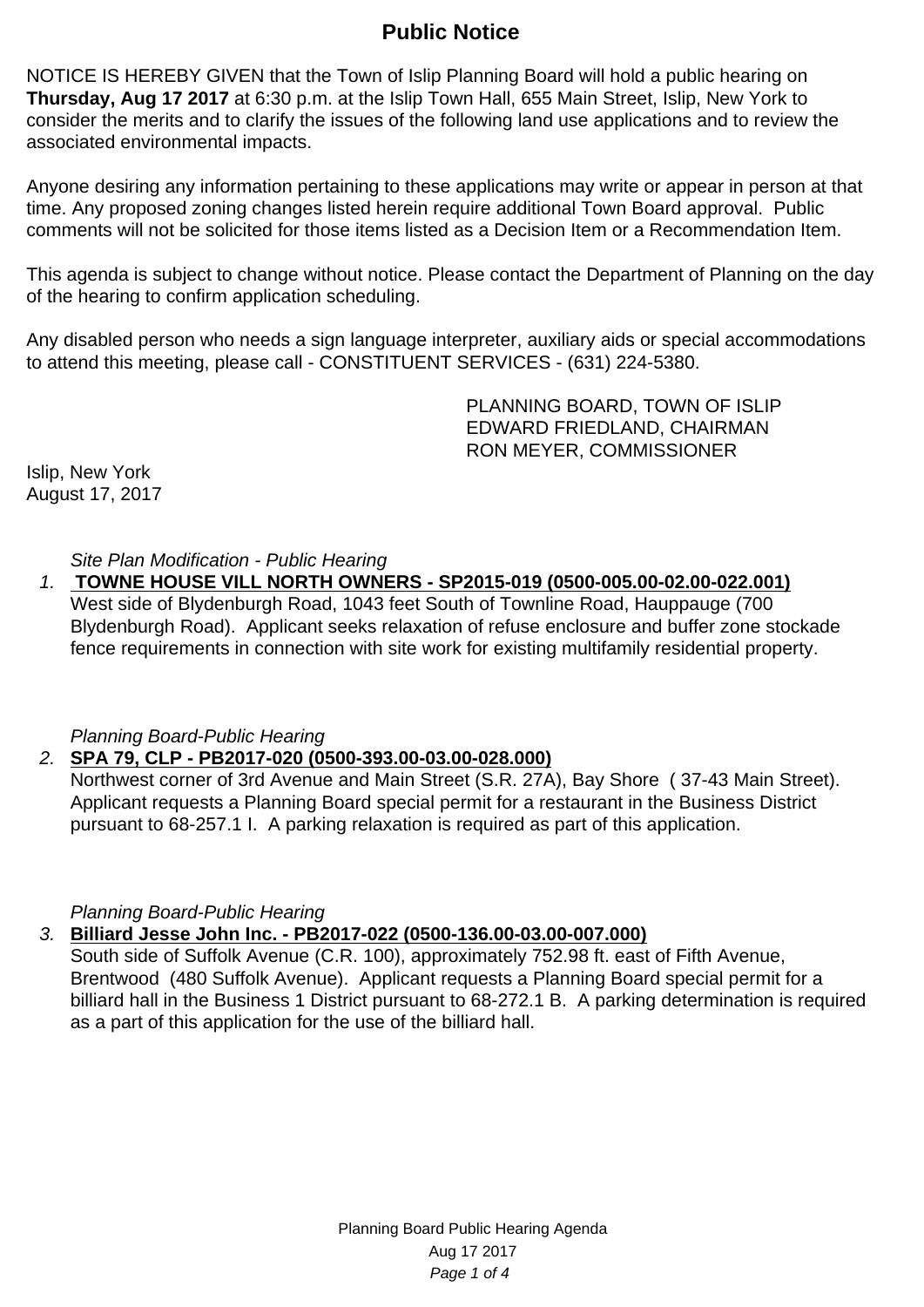# Public Notice

NOTICE IS HEREBY GIVEN that the Town of Islip Planning Board will hold a public hearing on **Thursday, Aug 17 2017** at 6:30 p.m. at the Islip Town Hall, 655 Main Street, Islip, New York to consider the merits and to clarify the issues of the following land use applications and to review the associated environmental impacts.

Anyone desiring any information pertaining to these applications may write or appear in person at that time. Any proposed zoning changes listed herein require additional Town Board approval. Public comments will not be solicited for those items listed as a Decision Item or a Recommendation Item.

This agenda is subject to change without notice. Please contact the Department of Planning on the day of the hearing to confirm application scheduling.

Any disabled person who needs a sign language interpreter, auxiliary aids or special accommodations to attend this meeting, please call - CONSTITUENT SERVICES - (631) 224-5380.

PLANNING BOARD, TOWN OF ISLIP
EDWARD FRIEDLAND, CHAIRMAN
RON MEYER, COMMISSIONER

Islip, New York
August 17, 2017

*Site Plan Modification - Public Hearing*

1. **TOWNE HOUSE VILL NORTH OWNERS - SP2015-019 (0500-005.00-02.00-022.001)**
   West side of Blydenburgh Road, 1043 feet South of Townline Road, Hauppauge (700 Blydenburgh Road). Applicant seeks relaxation of refuse enclosure and buffer zone stockade fence requirements in connection with site work for existing multifamily residential property.

*Planning Board-Public Hearing*

2. **SPA 79, CLP - PB2017-020 (0500-393.00-03.00-028.000)**
   Northwest corner of 3rd Avenue and Main Street (S.R. 27A), Bay Shore ( 37-43 Main Street). Applicant requests a Planning Board special permit for a restaurant in the Business District pursuant to 68-257.1 I. A parking relaxation is required as part of this application.

*Planning Board-Public Hearing*

3. **Billiard Jesse John Inc. - PB2017-022 (0500-136.00-03.00-007.000)**
   South side of Suffolk Avenue (C.R. 100), approximately 752.98 ft. east of Fifth Avenue, Brentwood (480 Suffolk Avenue). Applicant requests a Planning Board special permit for a billiard hall in the Business 1 District pursuant to 68-272.1 B. A parking determination is required as a part of this application for the use of the billiard hall.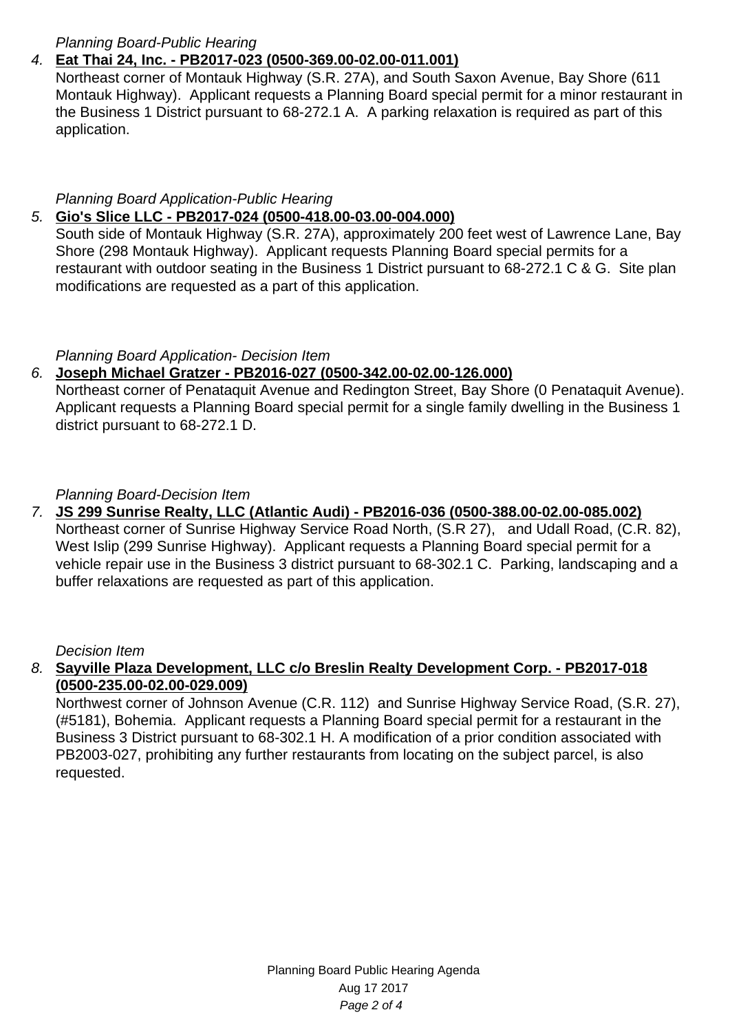*Planning Board-Public Hearing*

4. **Eat Thai 24, Inc. - PB2017-023 (0500-369.00-02.00-011.001)**
   Northeast corner of Montauk Highway (S.R. 27A), and South Saxon Avenue, Bay Shore (611 Montauk Highway). Applicant requests a Planning Board special permit for a minor restaurant in the Business 1 District pursuant to 68-272.1 A. A parking relaxation is required as part of this application.

*Planning Board Application-Public Hearing*

5. **Gio's Slice LLC - PB2017-024 (0500-418.00-03.00-004.000)**
   South side of Montauk Highway (S.R. 27A), approximately 200 feet west of Lawrence Lane, Bay Shore (298 Montauk Highway). Applicant requests Planning Board special permits for a restaurant with outdoor seating in the Business 1 District pursuant to 68-272.1 C & G. Site plan modifications are requested as a part of this application.

*Planning Board Application- Decision Item*

6. **Joseph Michael Gratzer - PB2016-027 (0500-342.00-02.00-126.000)**
   Northeast corner of Penataquit Avenue and Redington Street, Bay Shore (0 Penataquit Avenue). Applicant requests a Planning Board special permit for a single family dwelling in the Business 1 district pursuant to 68-272.1 D.

*Planning Board-Decision Item*

7. **JS 299 Sunrise Realty, LLC (Atlantic Audi) - PB2016-036 (0500-388.00-02.00-085.002)**
   Northeast corner of Sunrise Highway Service Road North, (S.R 27), and Udall Road, (C.R. 82), West Islip (299 Sunrise Highway). Applicant requests a Planning Board special permit for a vehicle repair use in the Business 3 district pursuant to 68-302.1 C. Parking, landscaping and a buffer relaxations are requested as part of this application.

*Decision Item*

8. **Sayville Plaza Development, LLC c/o Breslin Realty Development Corp. - PB2017-018 (0500-235.00-02.00-029.009)**
   Northwest corner of Johnson Avenue (C.R. 112) and Sunrise Highway Service Road, (S.R. 27), (#5181), Bohemia. Applicant requests a Planning Board special permit for a restaurant in the Business 3 District pursuant to 68-302.1 H. A modification of a prior condition associated with PB2003-027, prohibiting any further restaurants from locating on the subject parcel, is also requested.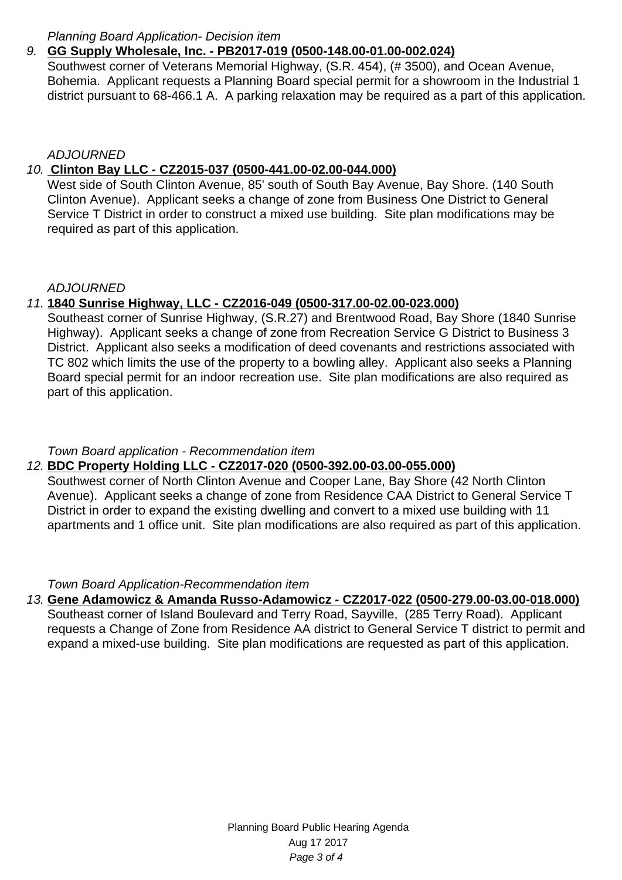*Planning Board Application- Decision item*

9. **GG Supply Wholesale, Inc. - PB2017-019 (0500-148.00-01.00-002.024)**
   Southwest corner of Veterans Memorial Highway, (S.R. 454), (# 3500), and Ocean Avenue, Bohemia. Applicant requests a Planning Board special permit for a showroom in the Industrial 1 district pursuant to 68-466.1 A. A parking relaxation may be required as a part of this application.

*ADJOURNED*

10. **Clinton Bay LLC - CZ2015-037 (0500-441.00-02.00-044.000)**
    West side of South Clinton Avenue, 85' south of South Bay Avenue, Bay Shore. (140 South Clinton Avenue). Applicant seeks a change of zone from Business One District to General Service T District in order to construct a mixed use building. Site plan modifications may be required as part of this application.

*ADJOURNED*

11. **1840 Sunrise Highway, LLC - CZ2016-049 (0500-317.00-02.00-023.000)**
    Southeast corner of Sunrise Highway, (S.R.27) and Brentwood Road, Bay Shore (1840 Sunrise Highway). Applicant seeks a change of zone from Recreation Service G District to Business 3 District. Applicant also seeks a modification of deed covenants and restrictions associated with TC 802 which limits the use of the property to a bowling alley. Applicant also seeks a Planning Board special permit for an indoor recreation use. Site plan modifications are also required as part of this application.

*Town Board application - Recommendation item*

12. **BDC Property Holding LLC - CZ2017-020 (0500-392.00-03.00-055.000)**
    Southwest corner of North Clinton Avenue and Cooper Lane, Bay Shore (42 North Clinton Avenue). Applicant seeks a change of zone from Residence CAA District to General Service T District in order to expand the existing dwelling and convert to a mixed use building with 11 apartments and 1 office unit. Site plan modifications are also required as part of this application.

*Town Board Application-Recommendation item*

13. **Gene Adamowicz & Amanda Russo-Adamowicz - CZ2017-022 (0500-279.00-03.00-018.000)**
    Southeast corner of Island Boulevard and Terry Road, Sayville, (285 Terry Road). Applicant requests a Change of Zone from Residence AA district to General Service T district to permit and expand a mixed-use building. Site plan modifications are requested as part of this application.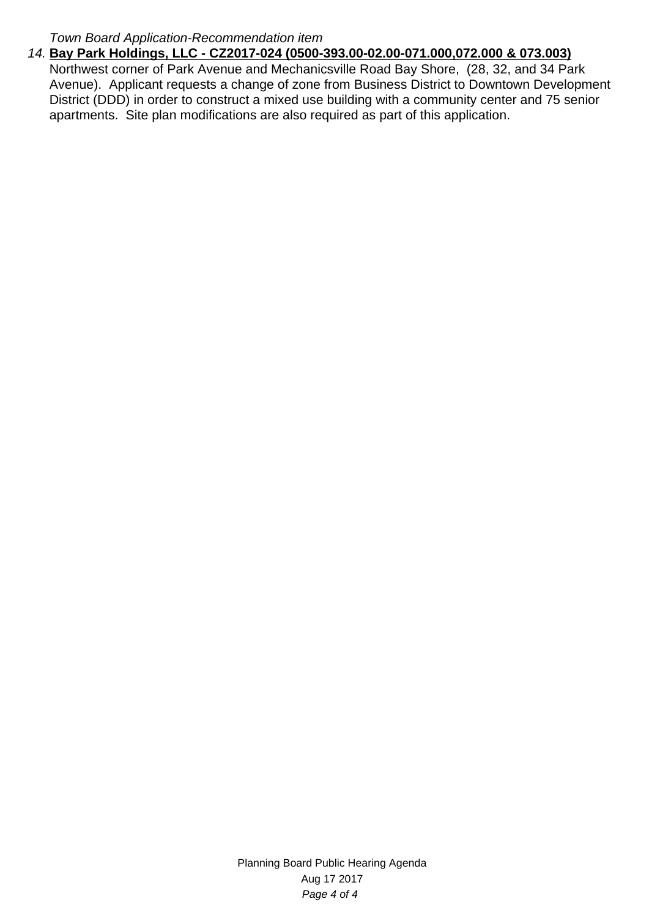*Town Board Application-Recommendation item*

*14.* **Bay Park Holdings, LLC - CZ2017-024 (0500-393.00-02.00-071.000,072.000 & 073.003)**
Northwest corner of Park Avenue and Mechanicsville Road Bay Shore, (28, 32, and 34 Park Avenue). Applicant requests a change of zone from Business District to Downtown Development District (DDD) in order to construct a mixed use building with a community center and 75 senior apartments. Site plan modifications are also required as part of this application.